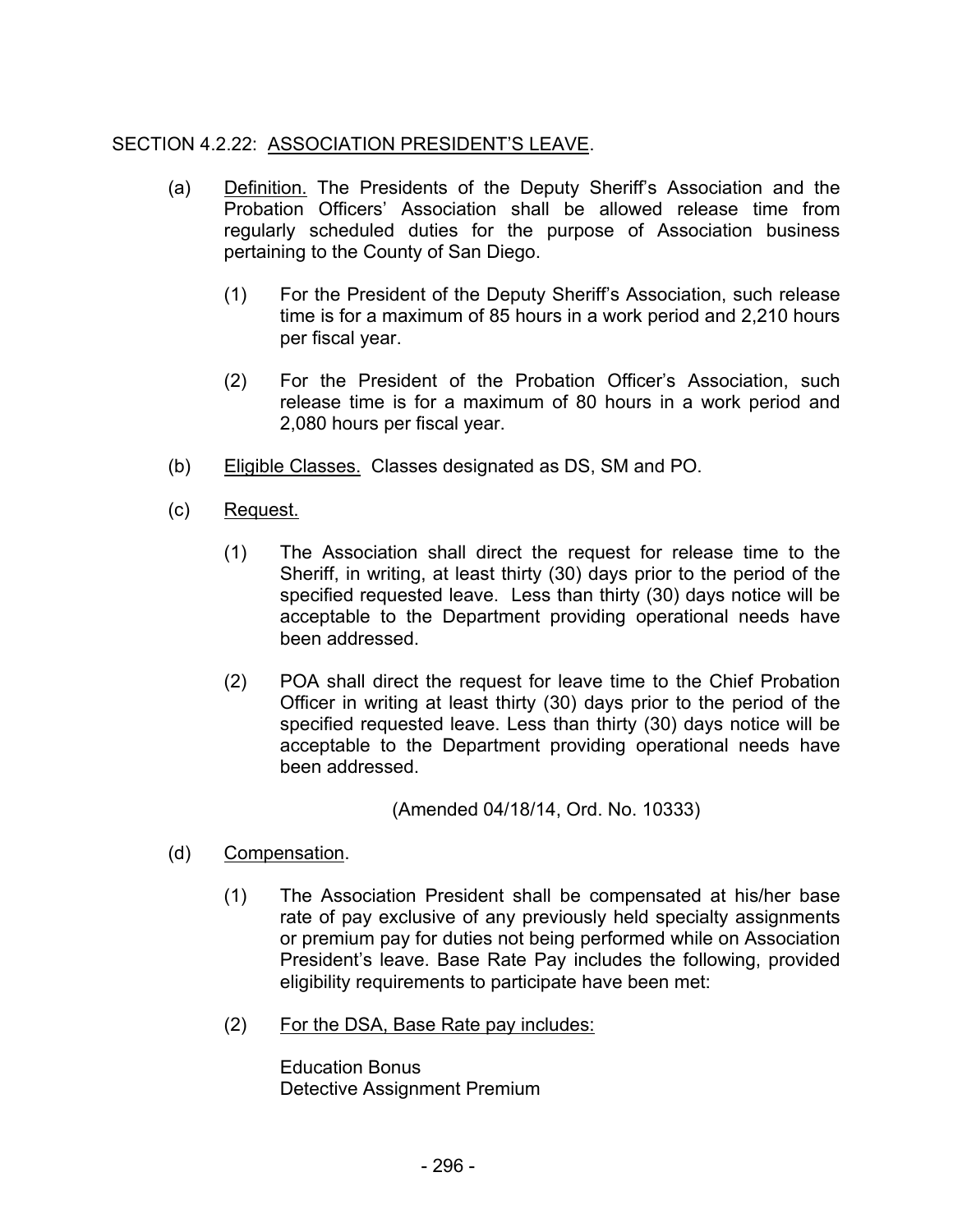## SECTION 4.2.22: <u>ASSOCIATION PRESIDENT'S LEAVE</u>.

(a) <u>Definition.</u> The Presidents of the Deputy Sheriff's Association and the Probation Officers' Association shall be allowed release time from regularly scheduled duties for the purpose of Association business pertaining to the County of San Diego.

(1) For the President of the Deputy Sheriff's Association, such release time is for a maximum of 85 hours in a work period and 2,210 hours per fiscal year.

(2) For the President of the Probation Officer's Association, such release time is for a maximum of 80 hours in a work period and 2,080 hours per fiscal year.

(b) <u>Eligible Classes.</u> Classes designated as DS, SM and PO.

(c) <u>Request.</u>

(1) The Association shall direct the request for release time to the Sheriff, in writing, at least thirty (30) days prior to the period of the specified requested leave. Less than thirty (30) days notice will be acceptable to the Department providing operational needs have been addressed.

(2) POA shall direct the request for leave time to the Chief Probation Officer in writing at least thirty (30) days prior to the period of the specified requested leave. Less than thirty (30) days notice will be acceptable to the Department providing operational needs have been addressed.

(Amended 04/18/14, Ord. No. 10333)

(d) <u>Compensation</u>.

(1) The Association President shall be compensated at his/her base rate of pay exclusive of any previously held specialty assignments or premium pay for duties not being performed while on Association President's leave. Base Rate Pay includes the following, provided eligibility requirements to participate have been met:

(2) <u>For the DSA, Base Rate pay includes:</u>

Education Bonus
Detective Assignment Premium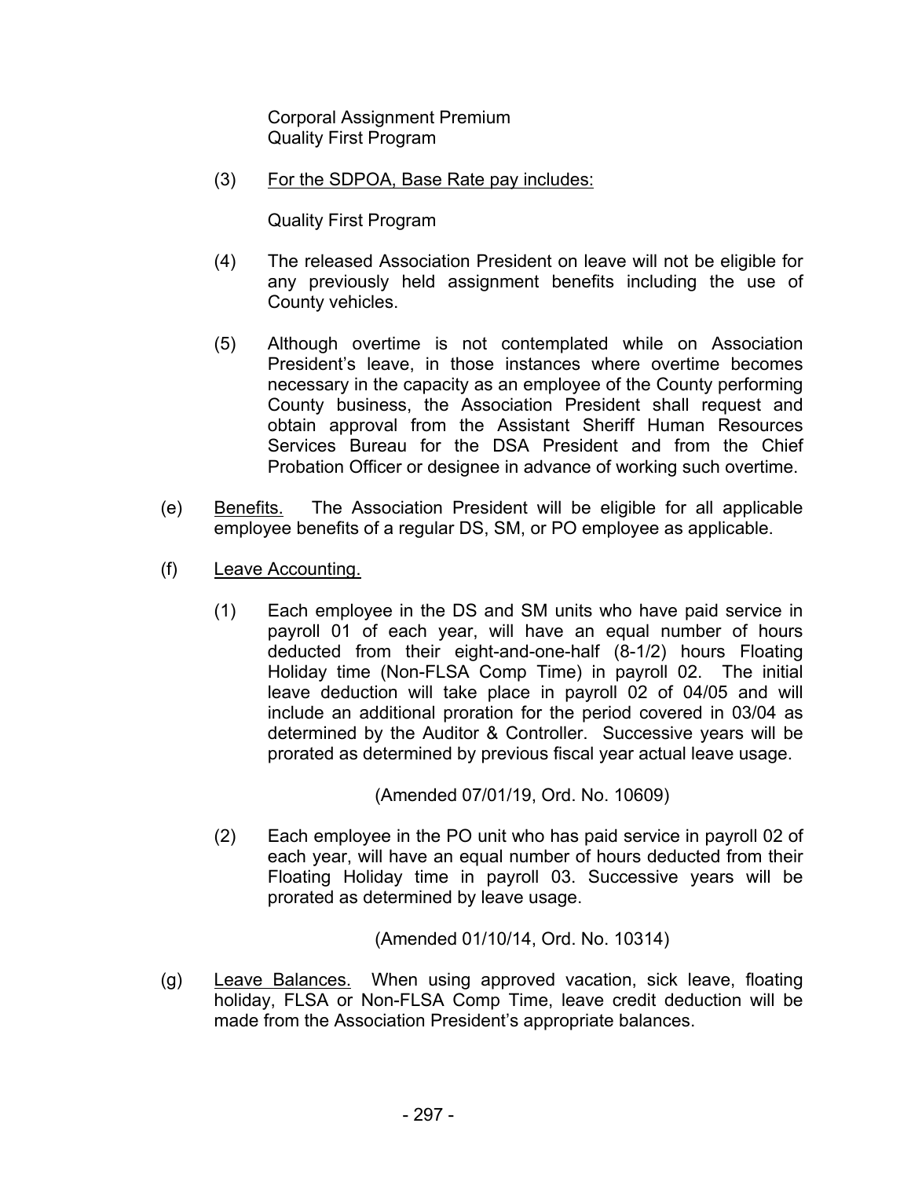Corporal Assignment Premium
Quality First Program

(3) For the SDPOA, Base Rate pay includes:

Quality First Program

(4) The released Association President on leave will not be eligible for any previously held assignment benefits including the use of County vehicles.

(5) Although overtime is not contemplated while on Association President's leave, in those instances where overtime becomes necessary in the capacity as an employee of the County performing County business, the Association President shall request and obtain approval from the Assistant Sheriff Human Resources Services Bureau for the DSA President and from the Chief Probation Officer or designee in advance of working such overtime.

(e) Benefits. The Association President will be eligible for all applicable employee benefits of a regular DS, SM, or PO employee as applicable.

(f) Leave Accounting.

(1) Each employee in the DS and SM units who have paid service in payroll 01 of each year, will have an equal number of hours deducted from their eight-and-one-half (8-1/2) hours Floating Holiday time (Non-FLSA Comp Time) in payroll 02. The initial leave deduction will take place in payroll 02 of 04/05 and will include an additional proration for the period covered in 03/04 as determined by the Auditor & Controller. Successive years will be prorated as determined by previous fiscal year actual leave usage.

(Amended 07/01/19, Ord. No. 10609)

(2) Each employee in the PO unit who has paid service in payroll 02 of each year, will have an equal number of hours deducted from their Floating Holiday time in payroll 03. Successive years will be prorated as determined by leave usage.

(Amended 01/10/14, Ord. No. 10314)

(g) Leave Balances. When using approved vacation, sick leave, floating holiday, FLSA or Non-FLSA Comp Time, leave credit deduction will be made from the Association President's appropriate balances.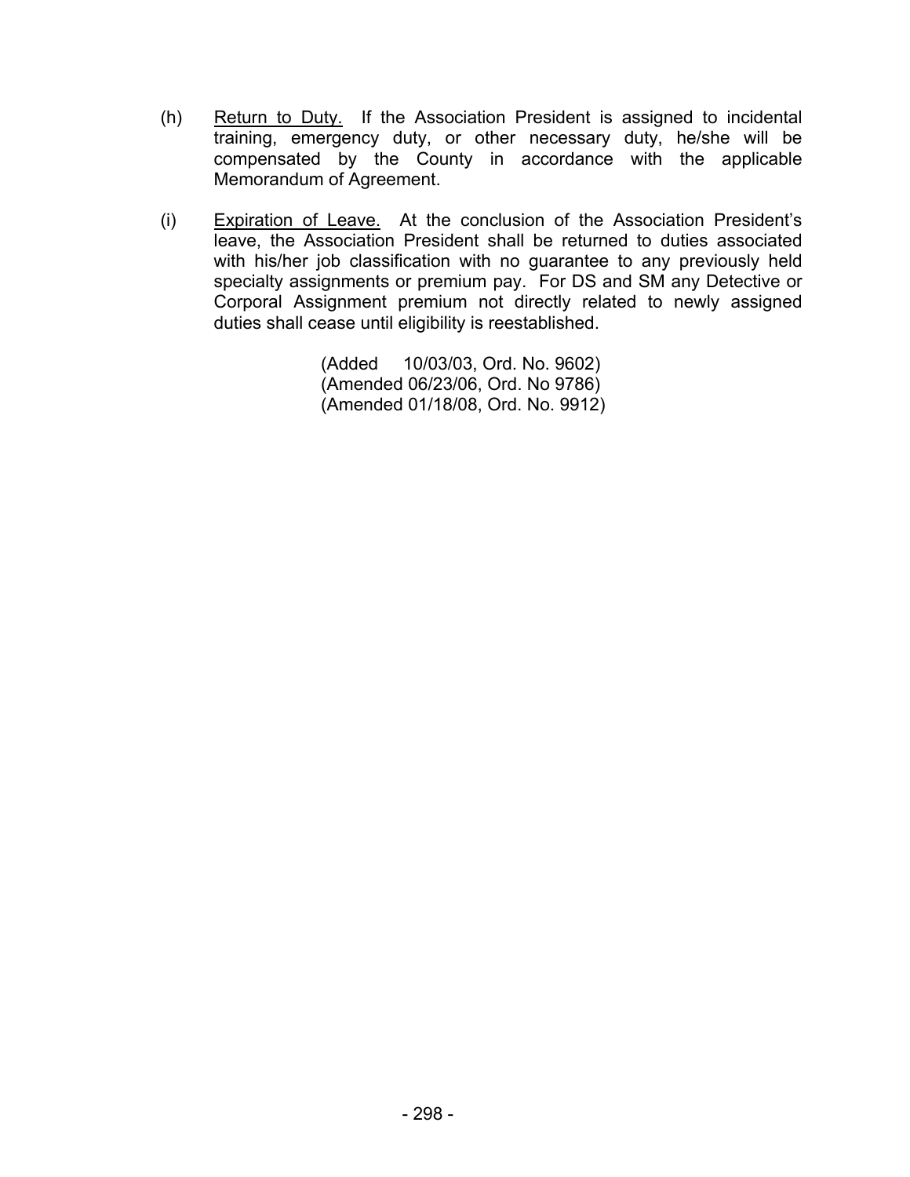(h) <u>Return to Duty.</u> If the Association President is assigned to incidental training, emergency duty, or other necessary duty, he/she will be compensated by the County in accordance with the applicable Memorandum of Agreement.

(i) <u>Expiration of Leave.</u> At the conclusion of the Association President's leave, the Association President shall be returned to duties associated with his/her job classification with no guarantee to any previously held specialty assignments or premium pay. For DS and SM any Detective or Corporal Assignment premium not directly related to newly assigned duties shall cease until eligibility is reestablished.

(Added 10/03/03, Ord. No. 9602)
(Amended 06/23/06, Ord. No 9786)
(Amended 01/18/08, Ord. No. 9912)